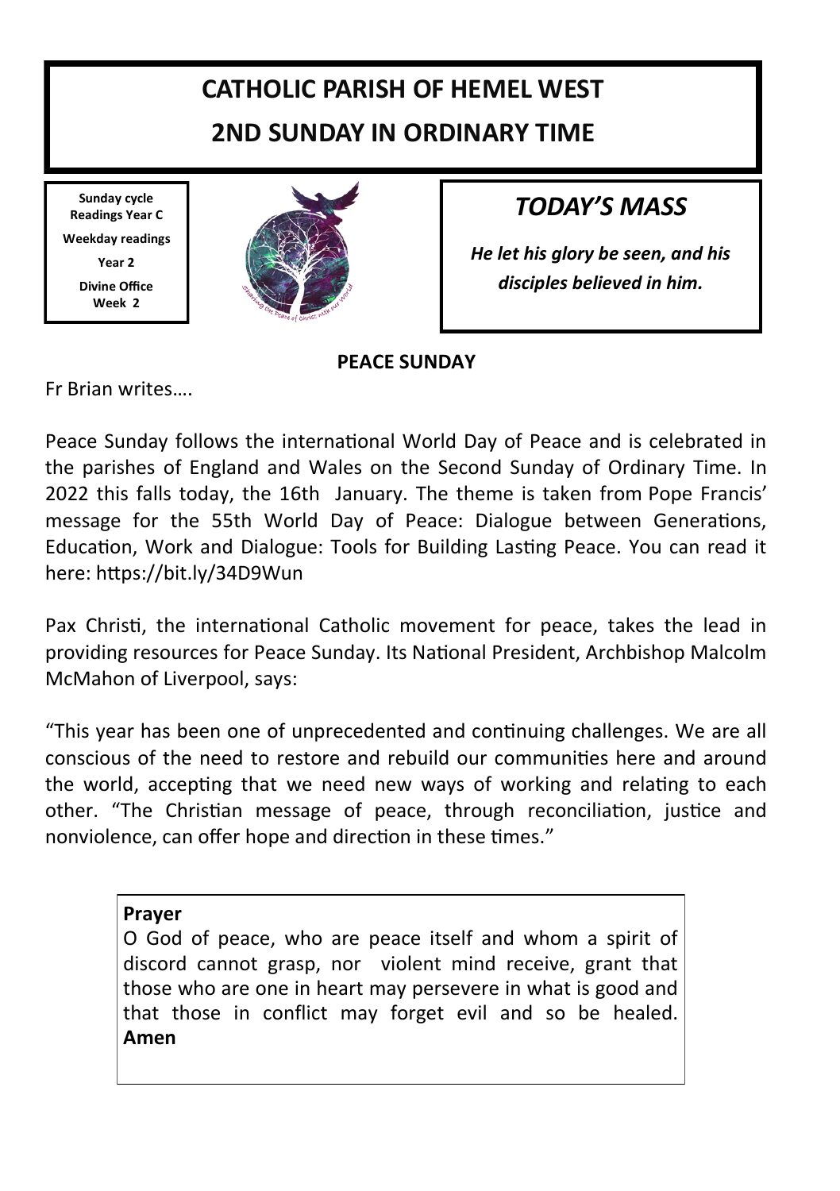# CATHOLIC PARISH OF HEMEL WEST

## 2ND SUNDAY IN ORDINARY TIME

**Sunday cycle Readings Year C**

**Weekday readings**

**Year 2**

**Divine Office Week 2**

## *TODAY'S MASS*

***He let his glory be seen, and his disciples believed in him.***

### PEACE SUNDAY

Fr Brian writes….

Peace Sunday follows the international World Day of Peace and is celebrated in the parishes of England and Wales on the Second Sunday of Ordinary Time. In 2022 this falls today, the 16th January. The theme is taken from Pope Francis' message for the 55th World Day of Peace: Dialogue between Generations, Education, Work and Dialogue: Tools for Building Lasting Peace. You can read it here: https://bit.ly/34D9Wun

Pax Christi, the international Catholic movement for peace, takes the lead in providing resources for Peace Sunday. Its National President, Archbishop Malcolm McMahon of Liverpool, says:

"This year has been one of unprecedented and continuing challenges. We are all conscious of the need to restore and rebuild our communities here and around the world, accepting that we need new ways of working and relating to each other. "The Christian message of peace, through reconciliation, justice and nonviolence, can offer hope and direction in these times."

**Prayer**

O God of peace, who are peace itself and whom a spirit of discord cannot grasp, nor violent mind receive, grant that those who are one in heart may persevere in what is good and that those in conflict may forget evil and so be healed. **Amen**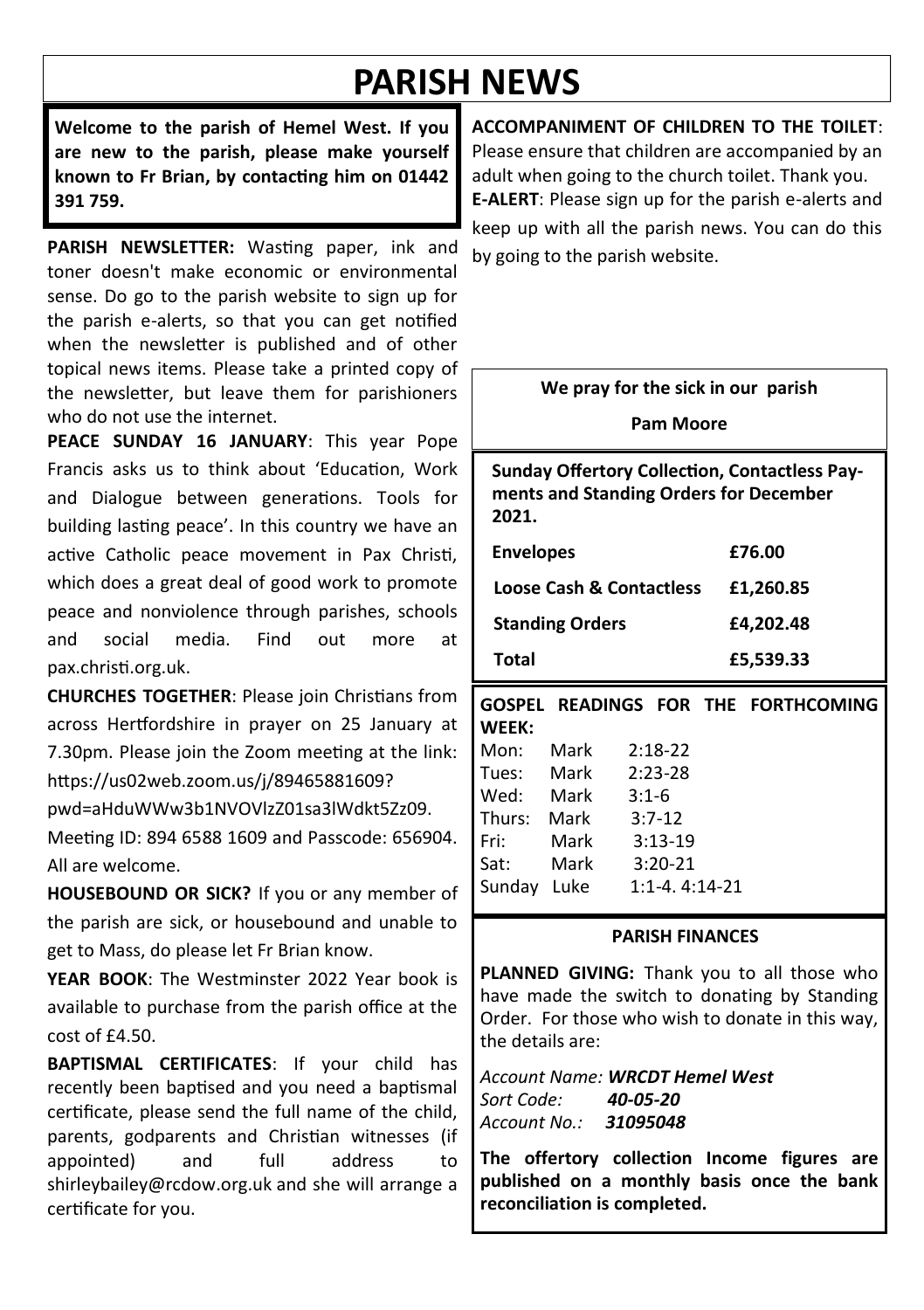# PARISH NEWS

**Welcome to the parish of Hemel West. If you are new to the parish, please make yourself known to Fr Brian, by contacting him on 01442 391 759.**

**PARISH NEWSLETTER:** Wasting paper, ink and toner doesn't make economic or environmental sense. Do go to the parish website to sign up for the parish e-alerts, so that you can get notified when the newsletter is published and of other topical news items. Please take a printed copy of the newsletter, but leave them for parishioners who do not use the internet.

**PEACE SUNDAY 16 JANUARY**: This year Pope Francis asks us to think about 'Education, Work and Dialogue between generations. Tools for building lasting peace'. In this country we have an active Catholic peace movement in Pax Christi, which does a great deal of good work to promote peace and nonviolence through parishes, schools and social media. Find out more at pax.christi.org.uk.

**CHURCHES TOGETHER**: Please join Christians from across Hertfordshire in prayer on 25 January at 7.30pm. Please join the Zoom meeting at the link: https://us02web.zoom.us/j/89465881609?pwd=aHduWWw3b1NVOVlzZ01sa3lWdkt5Zz09. Meeting ID: 894 6588 1609 and Passcode: 656904. All are welcome.

**HOUSEBOUND OR SICK?** If you or any member of the parish are sick, or housebound and unable to get to Mass, do please let Fr Brian know.

**YEAR BOOK**: The Westminster 2022 Year book is available to purchase from the parish office at the cost of £4.50.

**BAPTISMAL CERTIFICATES**: If your child has recently been baptised and you need a baptismal certificate, please send the full name of the child, parents, godparents and Christian witnesses (if appointed) and full address to shirleybailey@rcdow.org.uk and she will arrange a certificate for you.

**ACCOMPANIMENT OF CHILDREN TO THE TOILET**: Please ensure that children are accompanied by an adult when going to the church toilet. Thank you.

**E-ALERT**: Please sign up for the parish e-alerts and keep up with all the parish news. You can do this by going to the parish website.

**We pray for the sick in our parish**

**Pam Moore**

**Sunday Offertory Collection, Contactless Payments and Standing Orders for December 2021.**

| | |
|---|---|
| **Envelopes** | **£76.00** |
| **Loose Cash & Contactless** | **£1,260.85** |
| **Standing Orders** | **£4,202.48** |
| **Total** | **£5,539.33** |

**GOSPEL READINGS FOR THE FORTHCOMING WEEK:**

| | | |
|---|---|---|
| Mon: | Mark | 2:18-22 |
| Tues: | Mark | 2:23-28 |
| Wed: | Mark | 3:1-6 |
| Thurs: | Mark | 3:7-12 |
| Fri: | Mark | 3:13-19 |
| Sat: | Mark | 3:20-21 |
| Sunday | Luke | 1:1-4. 4:14-21 |

**PARISH FINANCES**

**PLANNED GIVING:** Thank you to all those who have made the switch to donating by Standing Order. For those who wish to donate in this way, the details are:

*Account Name: **WRCDT Hemel West***
*Sort Code: **40-05-20***
*Account No.: **31095048***

**The offertory collection Income figures are published on a monthly basis once the bank reconciliation is completed.**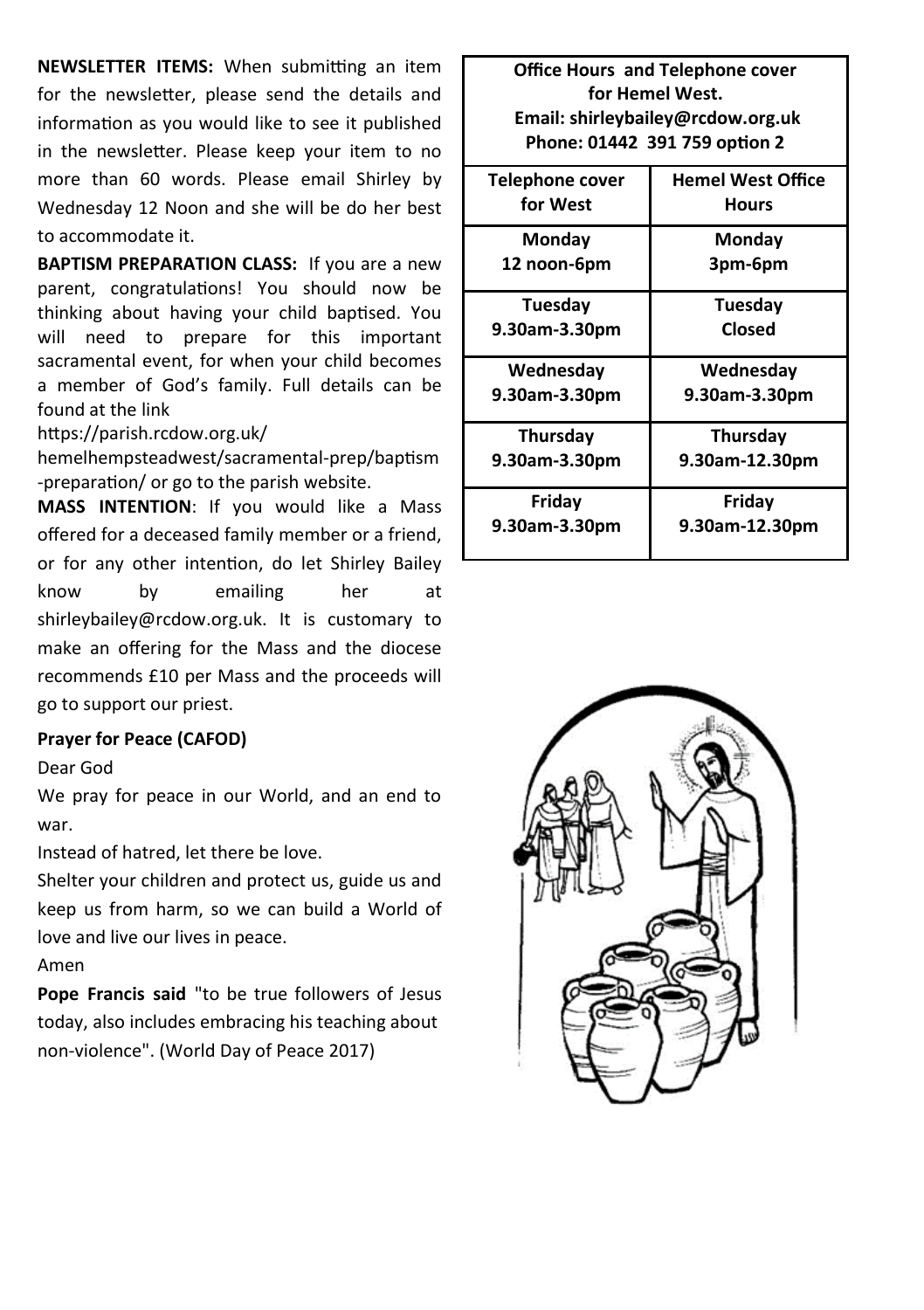**NEWSLETTER ITEMS:** When submitting an item for the newsletter, please send the details and information as you would like to see it published in the newsletter. Please keep your item to no more than 60 words. Please email Shirley by Wednesday 12 Noon and she will be do her best to accommodate it.

**BAPTISM PREPARATION CLASS:** If you are a new parent, congratulations! You should now be thinking about having your child baptised. You will need to prepare for this important sacramental event, for when your child becomes a member of God's family. Full details can be found at the link https://parish.rcdow.org.uk/hemelhempsteadwest/sacramental-prep/baptism-preparation/ or go to the parish website.

**MASS INTENTION**: If you would like a Mass offered for a deceased family member or a friend, or for any other intention, do let Shirley Bailey know by emailing her at shirleybailey@rcdow.org.uk. It is customary to make an offering for the Mass and the diocese recommends £10 per Mass and the proceeds will go to support our priest.

**Prayer for Peace (CAFOD)**

Dear God

We pray for peace in our World, and an end to war.

Instead of hatred, let there be love.

Shelter your children and protect us, guide us and keep us from harm, so we can build a World of love and live our lives in peace.

Amen

**Pope Francis said** "to be true followers of Jesus today, also includes embracing his teaching about non-violence". (World Day of Peace 2017)

**Office Hours and Telephone cover for Hemel West.**
**Email: shirleybailey@rcdow.org.uk**
**Phone: 01442 391 759 option 2**

| Telephone cover for West | Hemel West Office Hours |
|---|---|
| **Monday** 12 noon-6pm | **Monday** 3pm-6pm |
| **Tuesday** 9.30am-3.30pm | **Tuesday** Closed |
| **Wednesday** 9.30am-3.30pm | **Wednesday** 9.30am-3.30pm |
| **Thursday** 9.30am-3.30pm | **Thursday** 9.30am-12.30pm |
| **Friday** 9.30am-3.30pm | **Friday** 9.30am-12.30pm |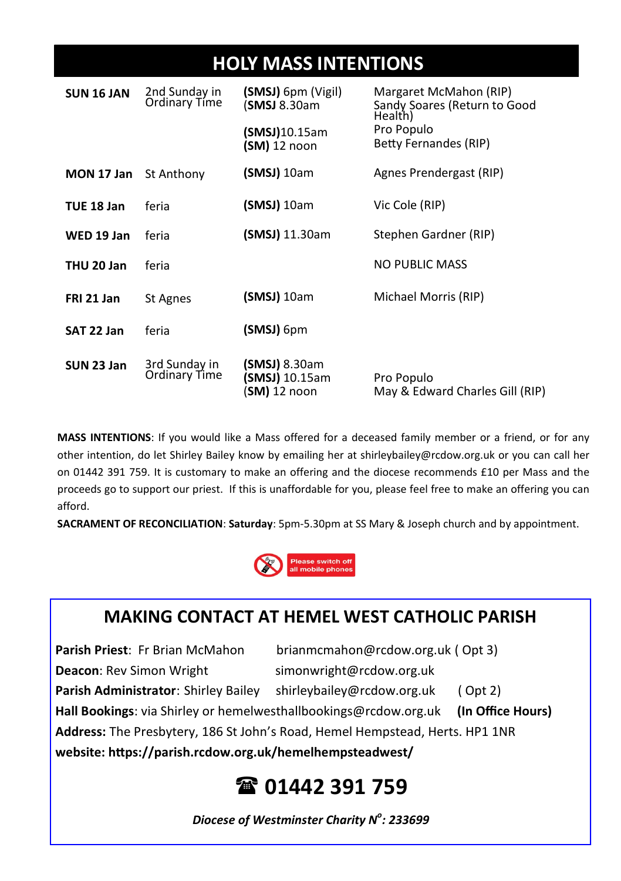## HOLY MASS INTENTIONS

| | | | |
|---|---|---|---|
| **SUN 16 JAN** | 2nd Sunday in Ordinary Time | **(SMSJ)** 6pm (Vigil)<br>(**SMSJ** 8.30am<br>**(SMSJ)**10.15am<br>**(SM)** 12 noon | Margaret McMahon (RIP)<br>Sandy Soares (Return to Good Health)<br>Pro Populo<br>Betty Fernandes (RIP) |
| **MON 17 Jan** | St Anthony | **(SMSJ)** 10am | Agnes Prendergast (RIP) |
| **TUE 18 Jan** | feria | **(SMSJ)** 10am | Vic Cole (RIP) |
| **WED 19 Jan** | feria | **(SMSJ)** 11.30am | Stephen Gardner (RIP) |
| **THU 20 Jan** | feria | | NO PUBLIC MASS |
| **FRI 21 Jan** | St Agnes | **(SMSJ)** 10am | Michael Morris (RIP) |
| **SAT 22 Jan** | feria | **(SMSJ)** 6pm | |
| **SUN 23 Jan** | 3rd Sunday in Ordinary Time | **(SMSJ)** 8.30am<br>**(SMSJ)** 10.15am<br>(**SM)** 12 noon | <br>Pro Populo<br>May & Edward Charles Gill (RIP) |

**MASS INTENTIONS**: If you would like a Mass offered for a deceased family member or a friend, or for any other intention, do let Shirley Bailey know by emailing her at shirleybailey@rcdow.org.uk or you can call her on 01442 391 759. It is customary to make an offering and the diocese recommends £10 per Mass and the proceeds go to support our priest. If this is unaffordable for you, please feel free to make an offering you can afford.

**SACRAMENT OF RECONCILIATION**: **Saturday**: 5pm-5.30pm at SS Mary & Joseph church and by appointment.

Please switch off all mobile phones

## MAKING CONTACT AT HEMEL WEST CATHOLIC PARISH

**Parish Priest**: Fr Brian McMahon brianmcmahon@rcdow.org.uk ( Opt 3)

**Deacon**: Rev Simon Wright simonwright@rcdow.org.uk

**Parish Administrator**: Shirley Bailey shirleybailey@rcdow.org.uk ( Opt 2)

**Hall Bookings**: via Shirley or hemelwesthallbookings@rcdow.org.uk **(In Office Hours)**

**Address:** The Presbytery, 186 St John's Road, Hemel Hempstead, Herts. HP1 1NR

**website: https://parish.rcdow.org.uk/hemelhempsteadwest/**

# ☎ 01442 391 759

***Diocese of Westminster Charity N$^{o}$: 233699***